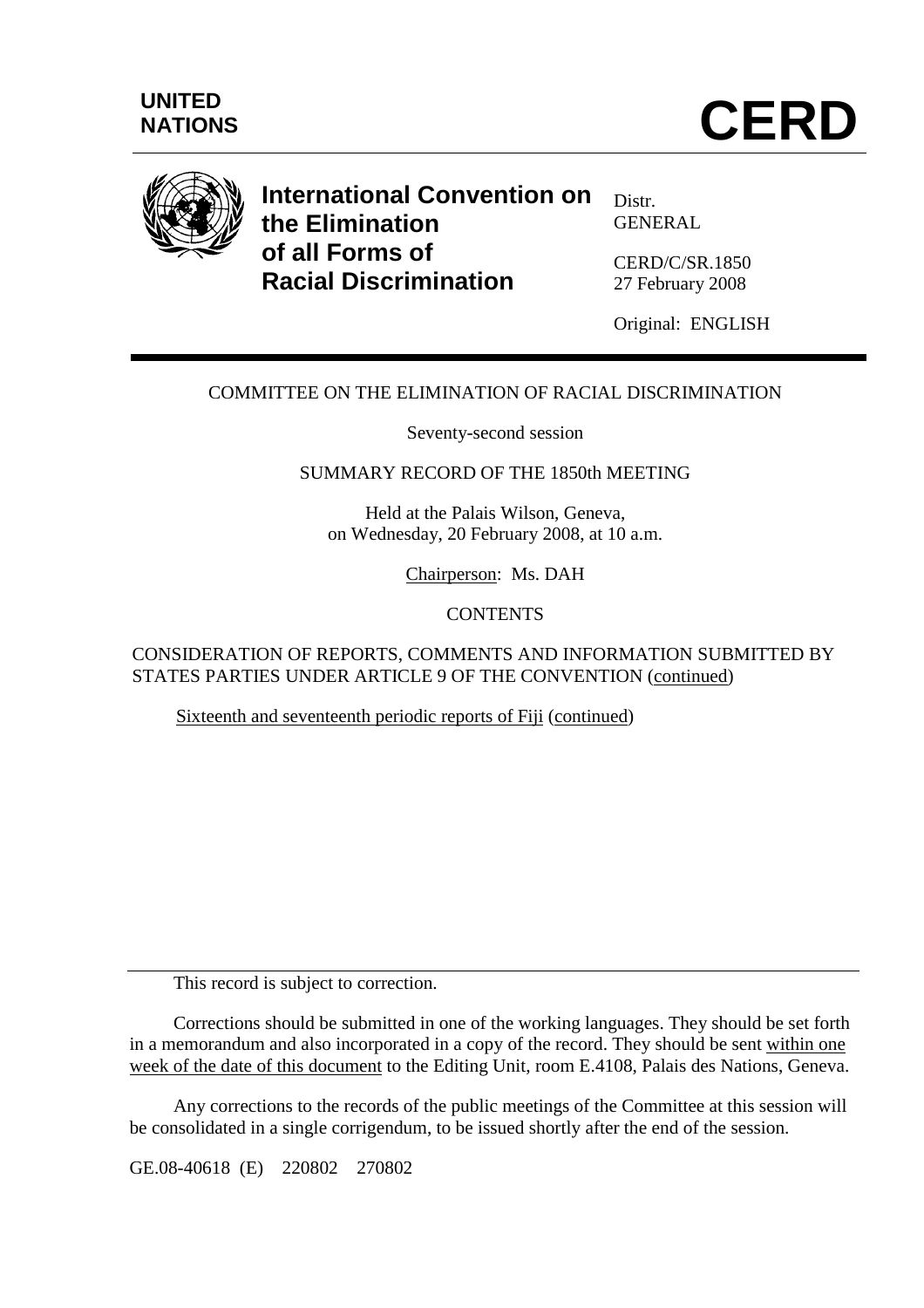**UNITED NATIONS**

# CERD

## International Convention on the Elimination of all Forms of Racial Discrimination

Distr.
GENERAL

CERD/C/SR.1850
27 February 2008

Original: ENGLISH

COMMITTEE ON THE ELIMINATION OF RACIAL DISCRIMINATION

Seventy-second session

SUMMARY RECORD OF THE 1850th MEETING

Held at the Palais Wilson, Geneva,
on Wednesday, 20 February 2008, at 10 a.m.

Chairperson: Ms. DAH

CONTENTS

CONSIDERATION OF REPORTS, COMMENTS AND INFORMATION SUBMITTED BY STATES PARTIES UNDER ARTICLE 9 OF THE CONVENTION (continued)

Sixteenth and seventeenth periodic reports of Fiji (continued)

---

This record is subject to correction.

Corrections should be submitted in one of the working languages. They should be set forth in a memorandum and also incorporated in a copy of the record. They should be sent within one week of the date of this document to the Editing Unit, room E.4108, Palais des Nations, Geneva.

Any corrections to the records of the public meetings of the Committee at this session will be consolidated in a single corrigendum, to be issued shortly after the end of the session.

GE.08-40618 (E) 220802 270802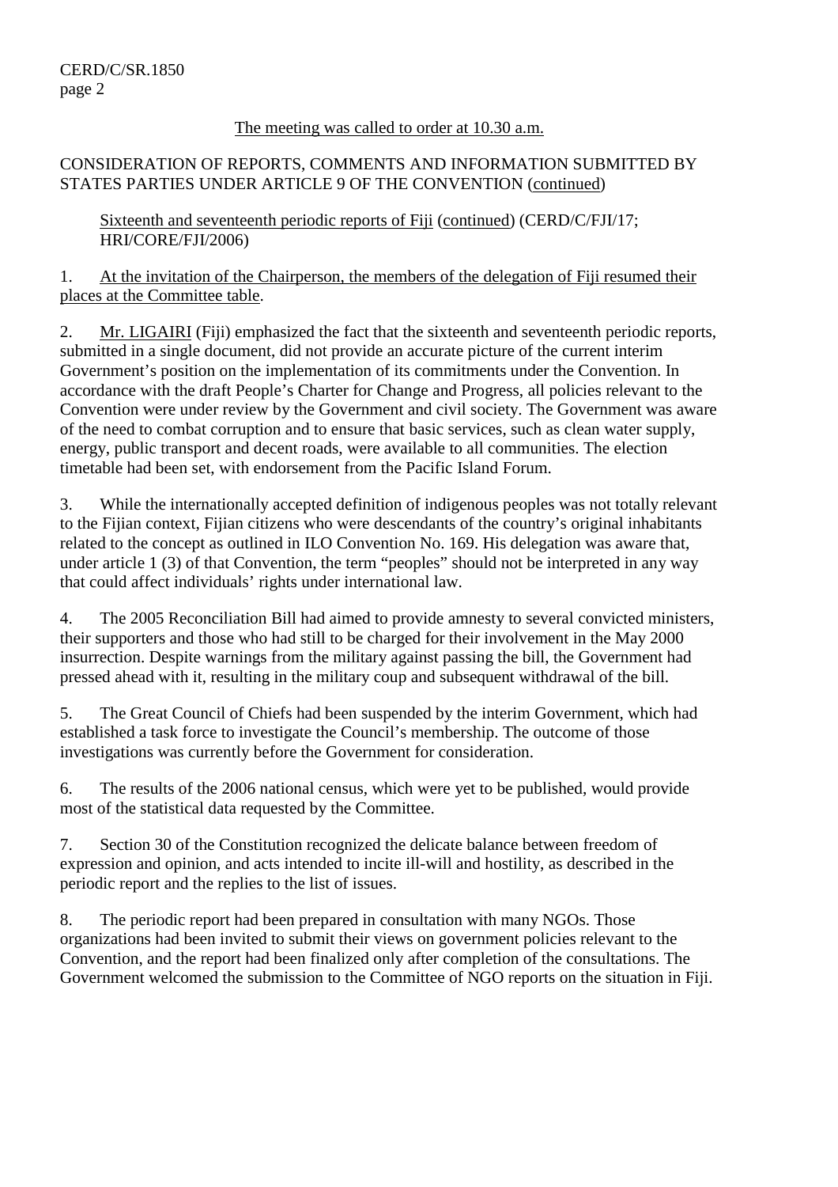The meeting was called to order at 10.30 a.m.

CONSIDERATION OF REPORTS, COMMENTS AND INFORMATION SUBMITTED BY STATES PARTIES UNDER ARTICLE 9 OF THE CONVENTION (continued)

Sixteenth and seventeenth periodic reports of Fiji (continued) (CERD/C/FJI/17; HRI/CORE/FJI/2006)

1. At the invitation of the Chairperson, the members of the delegation of Fiji resumed their places at the Committee table.

2. Mr. LIGAIRI (Fiji) emphasized the fact that the sixteenth and seventeenth periodic reports, submitted in a single document, did not provide an accurate picture of the current interim Government's position on the implementation of its commitments under the Convention. In accordance with the draft People's Charter for Change and Progress, all policies relevant to the Convention were under review by the Government and civil society. The Government was aware of the need to combat corruption and to ensure that basic services, such as clean water supply, energy, public transport and decent roads, were available to all communities. The election timetable had been set, with endorsement from the Pacific Island Forum.

3. While the internationally accepted definition of indigenous peoples was not totally relevant to the Fijian context, Fijian citizens who were descendants of the country's original inhabitants related to the concept as outlined in ILO Convention No. 169. His delegation was aware that, under article 1 (3) of that Convention, the term "peoples" should not be interpreted in any way that could affect individuals' rights under international law.

4. The 2005 Reconciliation Bill had aimed to provide amnesty to several convicted ministers, their supporters and those who had still to be charged for their involvement in the May 2000 insurrection. Despite warnings from the military against passing the bill, the Government had pressed ahead with it, resulting in the military coup and subsequent withdrawal of the bill.

5. The Great Council of Chiefs had been suspended by the interim Government, which had established a task force to investigate the Council's membership. The outcome of those investigations was currently before the Government for consideration.

6. The results of the 2006 national census, which were yet to be published, would provide most of the statistical data requested by the Committee.

7. Section 30 of the Constitution recognized the delicate balance between freedom of expression and opinion, and acts intended to incite ill-will and hostility, as described in the periodic report and the replies to the list of issues.

8. The periodic report had been prepared in consultation with many NGOs. Those organizations had been invited to submit their views on government policies relevant to the Convention, and the report had been finalized only after completion of the consultations. The Government welcomed the submission to the Committee of NGO reports on the situation in Fiji.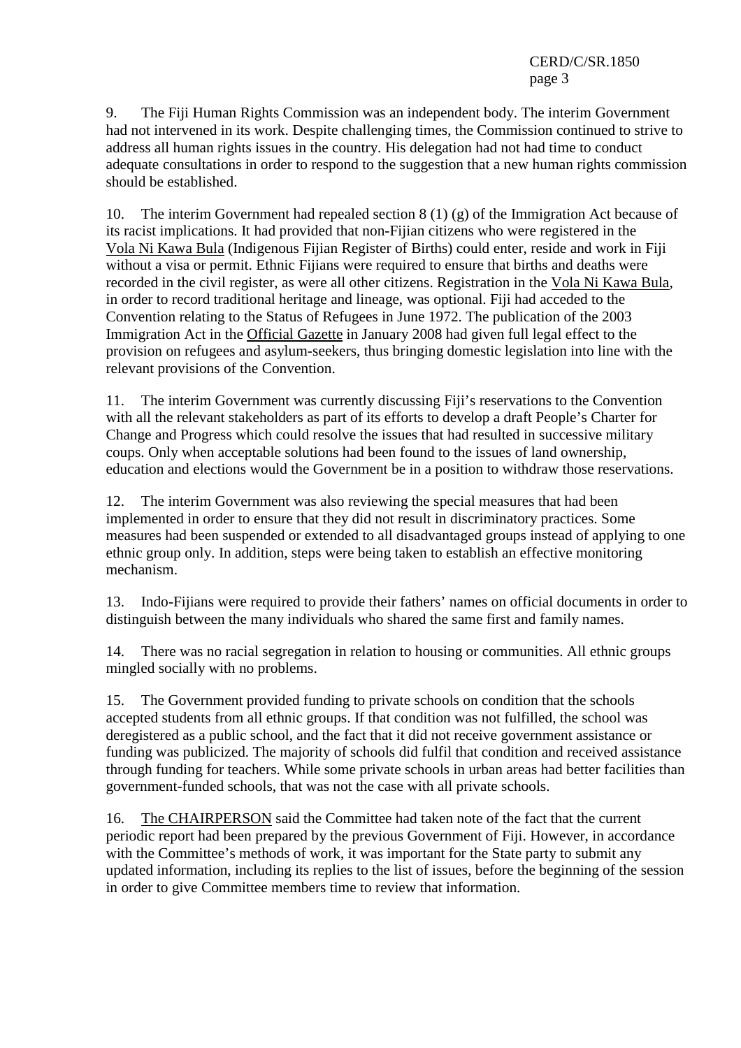9. The Fiji Human Rights Commission was an independent body. The interim Government had not intervened in its work. Despite challenging times, the Commission continued to strive to address all human rights issues in the country. His delegation had not had time to conduct adequate consultations in order to respond to the suggestion that a new human rights commission should be established.

10. The interim Government had repealed section 8 (1) (g) of the Immigration Act because of its racist implications. It had provided that non-Fijian citizens who were registered in the Vola Ni Kawa Bula (Indigenous Fijian Register of Births) could enter, reside and work in Fiji without a visa or permit. Ethnic Fijians were required to ensure that births and deaths were recorded in the civil register, as were all other citizens. Registration in the Vola Ni Kawa Bula, in order to record traditional heritage and lineage, was optional. Fiji had acceded to the Convention relating to the Status of Refugees in June 1972. The publication of the 2003 Immigration Act in the Official Gazette in January 2008 had given full legal effect to the provision on refugees and asylum-seekers, thus bringing domestic legislation into line with the relevant provisions of the Convention.

11. The interim Government was currently discussing Fiji's reservations to the Convention with all the relevant stakeholders as part of its efforts to develop a draft People's Charter for Change and Progress which could resolve the issues that had resulted in successive military coups. Only when acceptable solutions had been found to the issues of land ownership, education and elections would the Government be in a position to withdraw those reservations.

12. The interim Government was also reviewing the special measures that had been implemented in order to ensure that they did not result in discriminatory practices. Some measures had been suspended or extended to all disadvantaged groups instead of applying to one ethnic group only. In addition, steps were being taken to establish an effective monitoring mechanism.

13. Indo-Fijians were required to provide their fathers' names on official documents in order to distinguish between the many individuals who shared the same first and family names.

14. There was no racial segregation in relation to housing or communities. All ethnic groups mingled socially with no problems.

15. The Government provided funding to private schools on condition that the schools accepted students from all ethnic groups. If that condition was not fulfilled, the school was deregistered as a public school, and the fact that it did not receive government assistance or funding was publicized. The majority of schools did fulfil that condition and received assistance through funding for teachers. While some private schools in urban areas had better facilities than government-funded schools, that was not the case with all private schools.

16. The CHAIRPERSON said the Committee had taken note of the fact that the current periodic report had been prepared by the previous Government of Fiji. However, in accordance with the Committee's methods of work, it was important for the State party to submit any updated information, including its replies to the list of issues, before the beginning of the session in order to give Committee members time to review that information.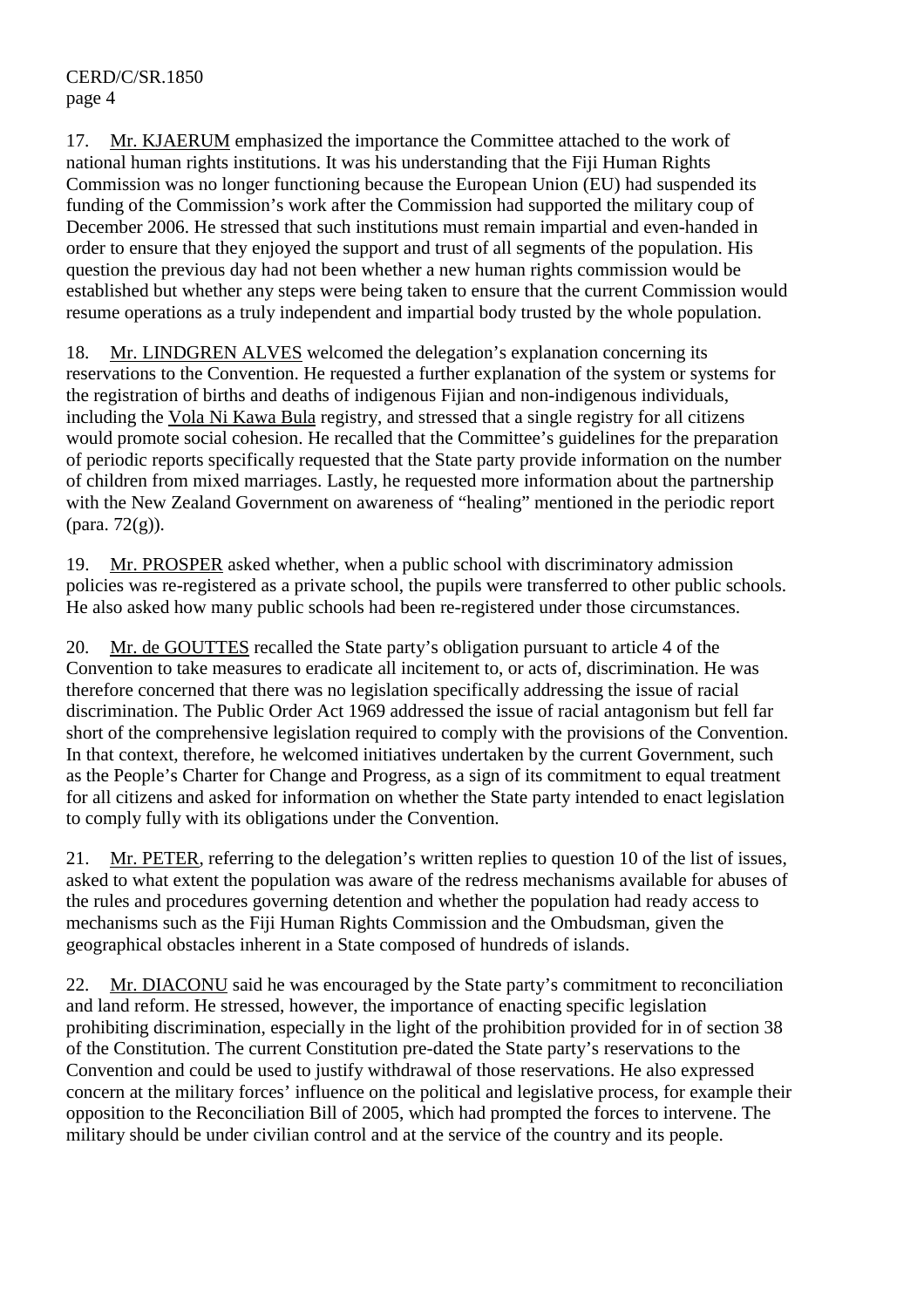17. Mr. KJAERUM emphasized the importance the Committee attached to the work of national human rights institutions. It was his understanding that the Fiji Human Rights Commission was no longer functioning because the European Union (EU) had suspended its funding of the Commission's work after the Commission had supported the military coup of December 2006. He stressed that such institutions must remain impartial and even-handed in order to ensure that they enjoyed the support and trust of all segments of the population. His question the previous day had not been whether a new human rights commission would be established but whether any steps were being taken to ensure that the current Commission would resume operations as a truly independent and impartial body trusted by the whole population.

18. Mr. LINDGREN ALVES welcomed the delegation's explanation concerning its reservations to the Convention. He requested a further explanation of the system or systems for the registration of births and deaths of indigenous Fijian and non-indigenous individuals, including the Vola Ni Kawa Bula registry, and stressed that a single registry for all citizens would promote social cohesion. He recalled that the Committee's guidelines for the preparation of periodic reports specifically requested that the State party provide information on the number of children from mixed marriages. Lastly, he requested more information about the partnership with the New Zealand Government on awareness of "healing" mentioned in the periodic report (para. 72(g)).

19. Mr. PROSPER asked whether, when a public school with discriminatory admission policies was re-registered as a private school, the pupils were transferred to other public schools. He also asked how many public schools had been re-registered under those circumstances.

20. Mr. de GOUTTES recalled the State party's obligation pursuant to article 4 of the Convention to take measures to eradicate all incitement to, or acts of, discrimination. He was therefore concerned that there was no legislation specifically addressing the issue of racial discrimination. The Public Order Act 1969 addressed the issue of racial antagonism but fell far short of the comprehensive legislation required to comply with the provisions of the Convention. In that context, therefore, he welcomed initiatives undertaken by the current Government, such as the People's Charter for Change and Progress, as a sign of its commitment to equal treatment for all citizens and asked for information on whether the State party intended to enact legislation to comply fully with its obligations under the Convention.

21. Mr. PETER, referring to the delegation's written replies to question 10 of the list of issues, asked to what extent the population was aware of the redress mechanisms available for abuses of the rules and procedures governing detention and whether the population had ready access to mechanisms such as the Fiji Human Rights Commission and the Ombudsman, given the geographical obstacles inherent in a State composed of hundreds of islands.

22. Mr. DIACONU said he was encouraged by the State party's commitment to reconciliation and land reform. He stressed, however, the importance of enacting specific legislation prohibiting discrimination, especially in the light of the prohibition provided for in of section 38 of the Constitution. The current Constitution pre-dated the State party's reservations to the Convention and could be used to justify withdrawal of those reservations. He also expressed concern at the military forces' influence on the political and legislative process, for example their opposition to the Reconciliation Bill of 2005, which had prompted the forces to intervene. The military should be under civilian control and at the service of the country and its people.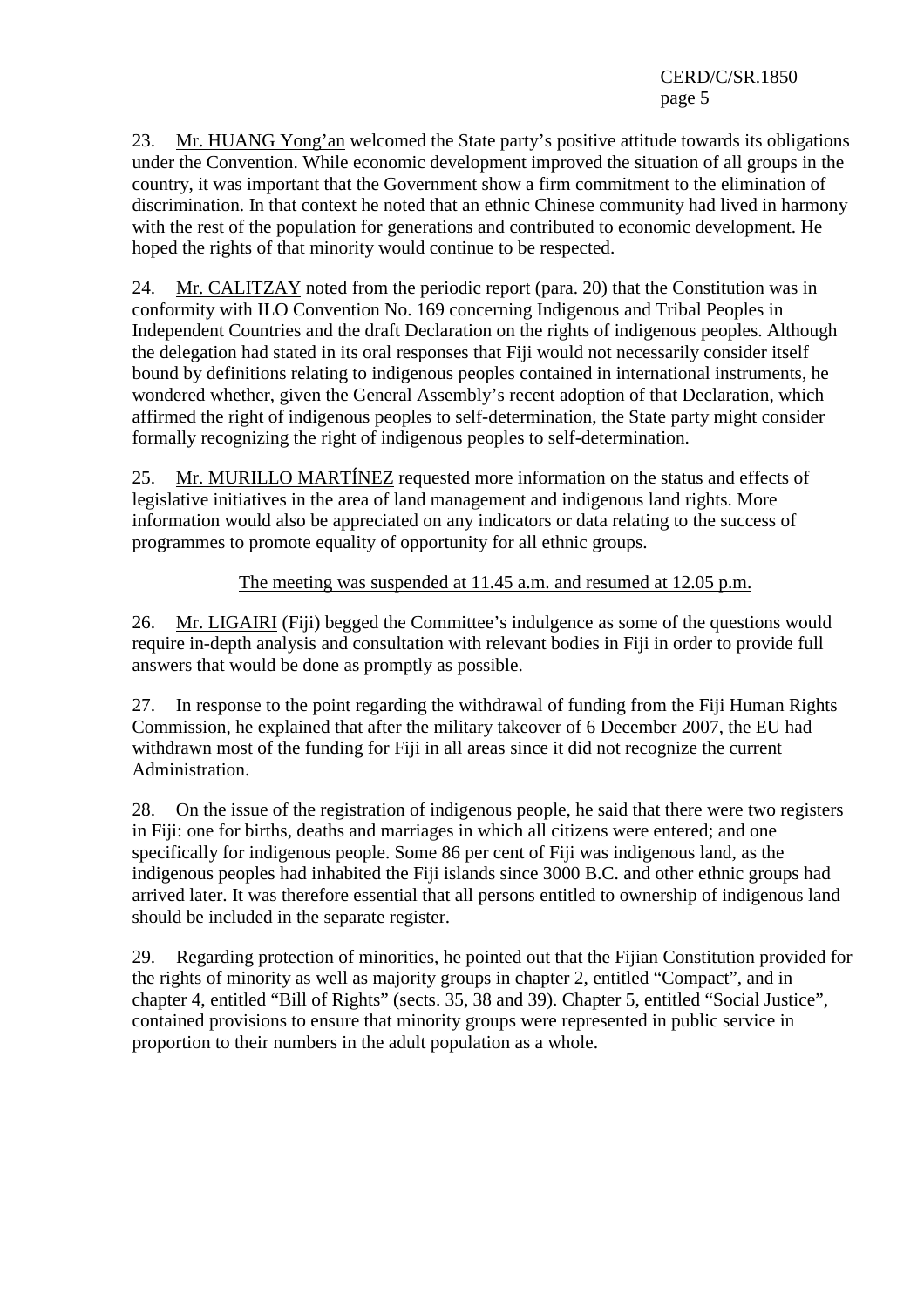23. Mr. HUANG Yong'an welcomed the State party's positive attitude towards its obligations under the Convention. While economic development improved the situation of all groups in the country, it was important that the Government show a firm commitment to the elimination of discrimination. In that context he noted that an ethnic Chinese community had lived in harmony with the rest of the population for generations and contributed to economic development. He hoped the rights of that minority would continue to be respected.

24. Mr. CALITZAY noted from the periodic report (para. 20) that the Constitution was in conformity with ILO Convention No. 169 concerning Indigenous and Tribal Peoples in Independent Countries and the draft Declaration on the rights of indigenous peoples. Although the delegation had stated in its oral responses that Fiji would not necessarily consider itself bound by definitions relating to indigenous peoples contained in international instruments, he wondered whether, given the General Assembly's recent adoption of that Declaration, which affirmed the right of indigenous peoples to self-determination, the State party might consider formally recognizing the right of indigenous peoples to self-determination.

25. Mr. MURILLO MARTÍNEZ requested more information on the status and effects of legislative initiatives in the area of land management and indigenous land rights. More information would also be appreciated on any indicators or data relating to the success of programmes to promote equality of opportunity for all ethnic groups.

The meeting was suspended at 11.45 a.m. and resumed at 12.05 p.m.

26. Mr. LIGAIRI (Fiji) begged the Committee's indulgence as some of the questions would require in-depth analysis and consultation with relevant bodies in Fiji in order to provide full answers that would be done as promptly as possible.

27. In response to the point regarding the withdrawal of funding from the Fiji Human Rights Commission, he explained that after the military takeover of 6 December 2007, the EU had withdrawn most of the funding for Fiji in all areas since it did not recognize the current Administration.

28. On the issue of the registration of indigenous people, he said that there were two registers in Fiji: one for births, deaths and marriages in which all citizens were entered; and one specifically for indigenous people. Some 86 per cent of Fiji was indigenous land, as the indigenous peoples had inhabited the Fiji islands since 3000 B.C. and other ethnic groups had arrived later. It was therefore essential that all persons entitled to ownership of indigenous land should be included in the separate register.

29. Regarding protection of minorities, he pointed out that the Fijian Constitution provided for the rights of minority as well as majority groups in chapter 2, entitled "Compact", and in chapter 4, entitled "Bill of Rights" (sects. 35, 38 and 39). Chapter 5, entitled "Social Justice", contained provisions to ensure that minority groups were represented in public service in proportion to their numbers in the adult population as a whole.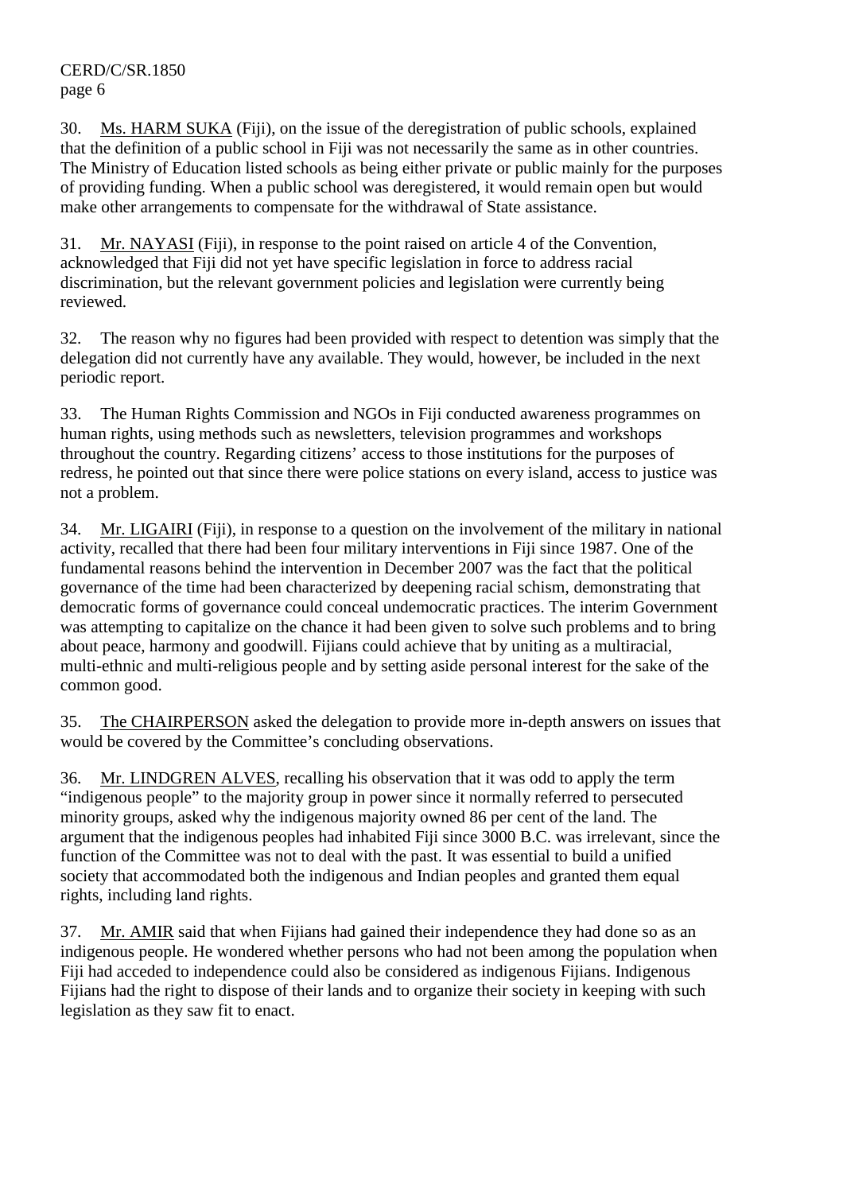30. Ms. HARM SUKA (Fiji), on the issue of the deregistration of public schools, explained that the definition of a public school in Fiji was not necessarily the same as in other countries. The Ministry of Education listed schools as being either private or public mainly for the purposes of providing funding. When a public school was deregistered, it would remain open but would make other arrangements to compensate for the withdrawal of State assistance.

31. Mr. NAYASI (Fiji), in response to the point raised on article 4 of the Convention, acknowledged that Fiji did not yet have specific legislation in force to address racial discrimination, but the relevant government policies and legislation were currently being reviewed.

32. The reason why no figures had been provided with respect to detention was simply that the delegation did not currently have any available. They would, however, be included in the next periodic report.

33. The Human Rights Commission and NGOs in Fiji conducted awareness programmes on human rights, using methods such as newsletters, television programmes and workshops throughout the country. Regarding citizens' access to those institutions for the purposes of redress, he pointed out that since there were police stations on every island, access to justice was not a problem.

34. Mr. LIGAIRI (Fiji), in response to a question on the involvement of the military in national activity, recalled that there had been four military interventions in Fiji since 1987. One of the fundamental reasons behind the intervention in December 2007 was the fact that the political governance of the time had been characterized by deepening racial schism, demonstrating that democratic forms of governance could conceal undemocratic practices. The interim Government was attempting to capitalize on the chance it had been given to solve such problems and to bring about peace, harmony and goodwill. Fijians could achieve that by uniting as a multiracial, multi-ethnic and multi-religious people and by setting aside personal interest for the sake of the common good.

35. The CHAIRPERSON asked the delegation to provide more in-depth answers on issues that would be covered by the Committee's concluding observations.

36. Mr. LINDGREN ALVES, recalling his observation that it was odd to apply the term "indigenous people" to the majority group in power since it normally referred to persecuted minority groups, asked why the indigenous majority owned 86 per cent of the land. The argument that the indigenous peoples had inhabited Fiji since 3000 B.C. was irrelevant, since the function of the Committee was not to deal with the past. It was essential to build a unified society that accommodated both the indigenous and Indian peoples and granted them equal rights, including land rights.

37. Mr. AMIR said that when Fijians had gained their independence they had done so as an indigenous people. He wondered whether persons who had not been among the population when Fiji had acceded to independence could also be considered as indigenous Fijians. Indigenous Fijians had the right to dispose of their lands and to organize their society in keeping with such legislation as they saw fit to enact.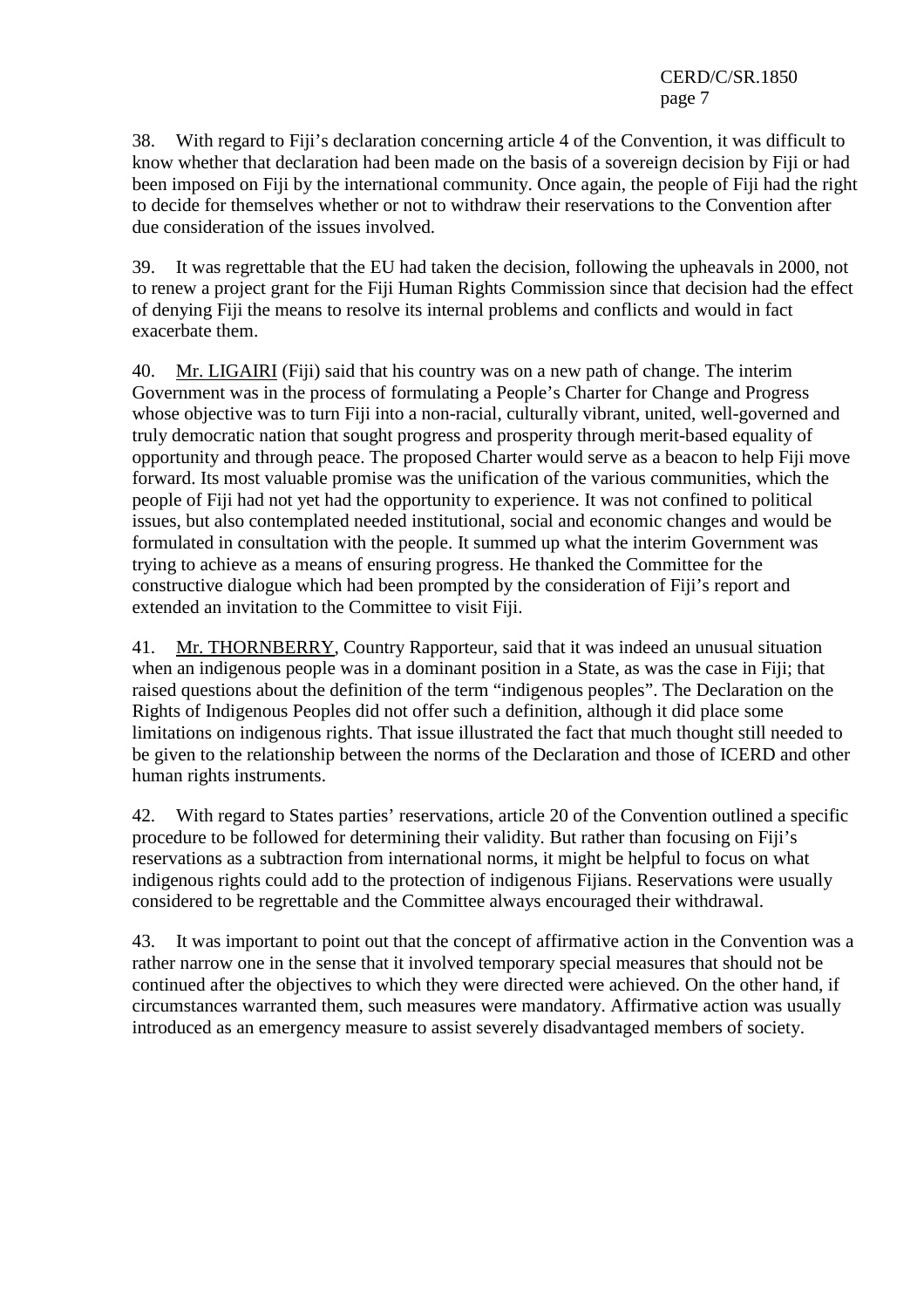38. With regard to Fiji's declaration concerning article 4 of the Convention, it was difficult to know whether that declaration had been made on the basis of a sovereign decision by Fiji or had been imposed on Fiji by the international community. Once again, the people of Fiji had the right to decide for themselves whether or not to withdraw their reservations to the Convention after due consideration of the issues involved.

39. It was regrettable that the EU had taken the decision, following the upheavals in 2000, not to renew a project grant for the Fiji Human Rights Commission since that decision had the effect of denying Fiji the means to resolve its internal problems and conflicts and would in fact exacerbate them.

40. Mr. LIGAIRI (Fiji) said that his country was on a new path of change. The interim Government was in the process of formulating a People's Charter for Change and Progress whose objective was to turn Fiji into a non-racial, culturally vibrant, united, well-governed and truly democratic nation that sought progress and prosperity through merit-based equality of opportunity and through peace. The proposed Charter would serve as a beacon to help Fiji move forward. Its most valuable promise was the unification of the various communities, which the people of Fiji had not yet had the opportunity to experience. It was not confined to political issues, but also contemplated needed institutional, social and economic changes and would be formulated in consultation with the people. It summed up what the interim Government was trying to achieve as a means of ensuring progress. He thanked the Committee for the constructive dialogue which had been prompted by the consideration of Fiji's report and extended an invitation to the Committee to visit Fiji.

41. Mr. THORNBERRY, Country Rapporteur, said that it was indeed an unusual situation when an indigenous people was in a dominant position in a State, as was the case in Fiji; that raised questions about the definition of the term "indigenous peoples". The Declaration on the Rights of Indigenous Peoples did not offer such a definition, although it did place some limitations on indigenous rights. That issue illustrated the fact that much thought still needed to be given to the relationship between the norms of the Declaration and those of ICERD and other human rights instruments.

42. With regard to States parties' reservations, article 20 of the Convention outlined a specific procedure to be followed for determining their validity. But rather than focusing on Fiji's reservations as a subtraction from international norms, it might be helpful to focus on what indigenous rights could add to the protection of indigenous Fijians. Reservations were usually considered to be regrettable and the Committee always encouraged their withdrawal.

43. It was important to point out that the concept of affirmative action in the Convention was a rather narrow one in the sense that it involved temporary special measures that should not be continued after the objectives to which they were directed were achieved. On the other hand, if circumstances warranted them, such measures were mandatory. Affirmative action was usually introduced as an emergency measure to assist severely disadvantaged members of society.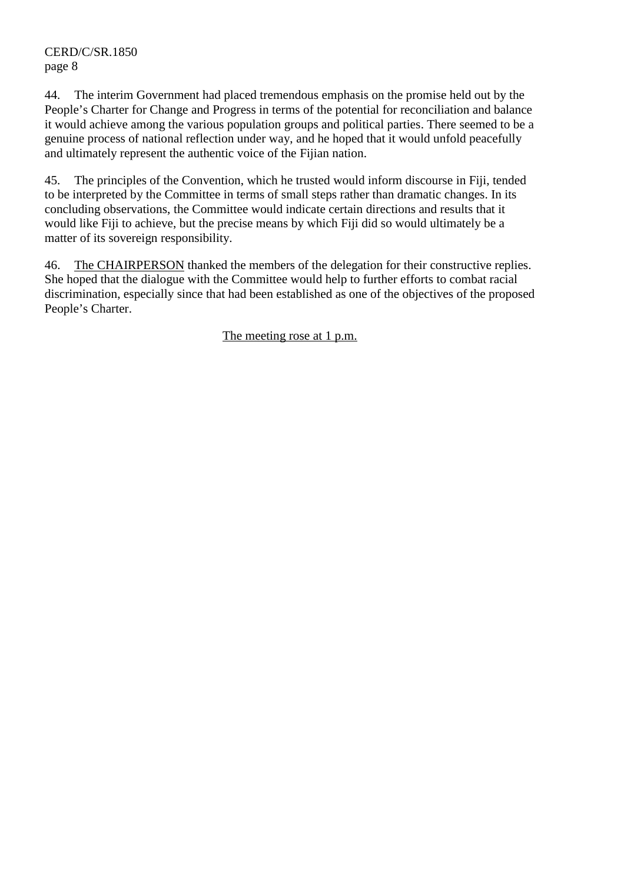44. The interim Government had placed tremendous emphasis on the promise held out by the People's Charter for Change and Progress in terms of the potential for reconciliation and balance it would achieve among the various population groups and political parties. There seemed to be a genuine process of national reflection under way, and he hoped that it would unfold peacefully and ultimately represent the authentic voice of the Fijian nation.

45. The principles of the Convention, which he trusted would inform discourse in Fiji, tended to be interpreted by the Committee in terms of small steps rather than dramatic changes. In its concluding observations, the Committee would indicate certain directions and results that it would like Fiji to achieve, but the precise means by which Fiji did so would ultimately be a matter of its sovereign responsibility.

46. The CHAIRPERSON thanked the members of the delegation for their constructive replies. She hoped that the dialogue with the Committee would help to further efforts to combat racial discrimination, especially since that had been established as one of the objectives of the proposed People's Charter.

The meeting rose at 1 p.m.